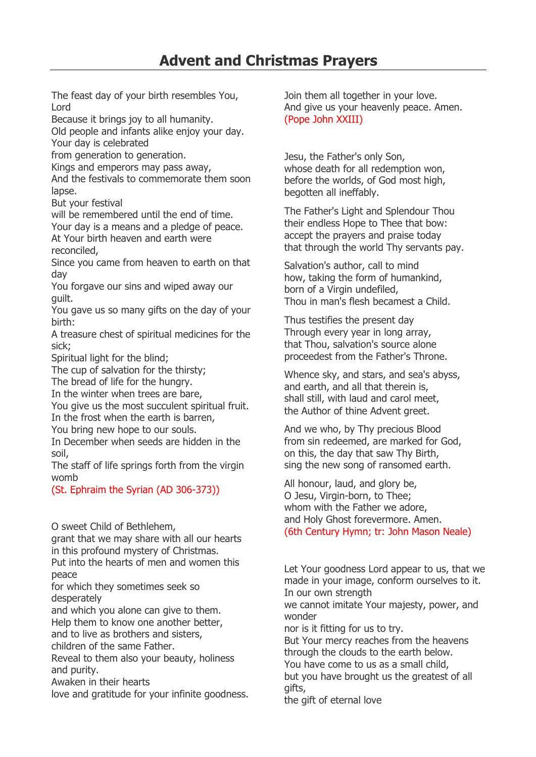# Advent and Christmas Prayers

The feast day of your birth resembles You, Lord
Because it brings joy to all humanity.
Old people and infants alike enjoy your day.
Your day is celebrated
from generation to generation.
Kings and emperors may pass away,
And the festivals to commemorate them soon lapse.
But your festival
will be remembered until the end of time.
Your day is a means and a pledge of peace.
At Your birth heaven and earth were reconciled,
Since you came from heaven to earth on that day
You forgave our sins and wiped away our guilt.
You gave us so many gifts on the day of your birth:
A treasure chest of spiritual medicines for the sick;
Spiritual light for the blind;
The cup of salvation for the thirsty;
The bread of life for the hungry.
In the winter when trees are bare,
You give us the most succulent spiritual fruit.
In the frost when the earth is barren,
You bring new hope to our souls.
In December when seeds are hidden in the soil,
The staff of life springs forth from the virgin womb
(St. Ephraim the Syrian (AD 306-373))

O sweet Child of Bethlehem,
grant that we may share with all our hearts
in this profound mystery of Christmas.
Put into the hearts of men and women this peace
for which they sometimes seek so desperately
and which you alone can give to them.
Help them to know one another better,
and to live as brothers and sisters,
children of the same Father.
Reveal to them also your beauty, holiness and purity.
Awaken in their hearts
love and gratitude for your infinite goodness.
Join them all together in your love.
And give us your heavenly peace. Amen.
(Pope John XXIII)

Jesu, the Father's only Son,
whose death for all redemption won,
before the worlds, of God most high,
begotten all ineffably.

The Father's Light and Splendour Thou
their endless Hope to Thee that bow:
accept the prayers and praise today
that through the world Thy servants pay.

Salvation's author, call to mind
how, taking the form of humankind,
born of a Virgin undefiled,
Thou in man's flesh becamest a Child.

Thus testifies the present day
Through every year in long array,
that Thou, salvation's source alone
proceedest from the Father's Throne.

Whence sky, and stars, and sea's abyss,
and earth, and all that therein is,
shall still, with laud and carol meet,
the Author of thine Advent greet.

And we who, by Thy precious Blood
from sin redeemed, are marked for God,
on this, the day that saw Thy Birth,
sing the new song of ransomed earth.

All honour, laud, and glory be,
O Jesu, Virgin-born, to Thee;
whom with the Father we adore,
and Holy Ghost forevermore. Amen.
(6th Century Hymn; tr: John Mason Neale)

Let Your goodness Lord appear to us, that we made in your image, conform ourselves to it.
In our own strength
we cannot imitate Your majesty, power, and wonder
nor is it fitting for us to try.
But Your mercy reaches from the heavens
through the clouds to the earth below.
You have come to us as a small child,
but you have brought us the greatest of all gifts,
the gift of eternal love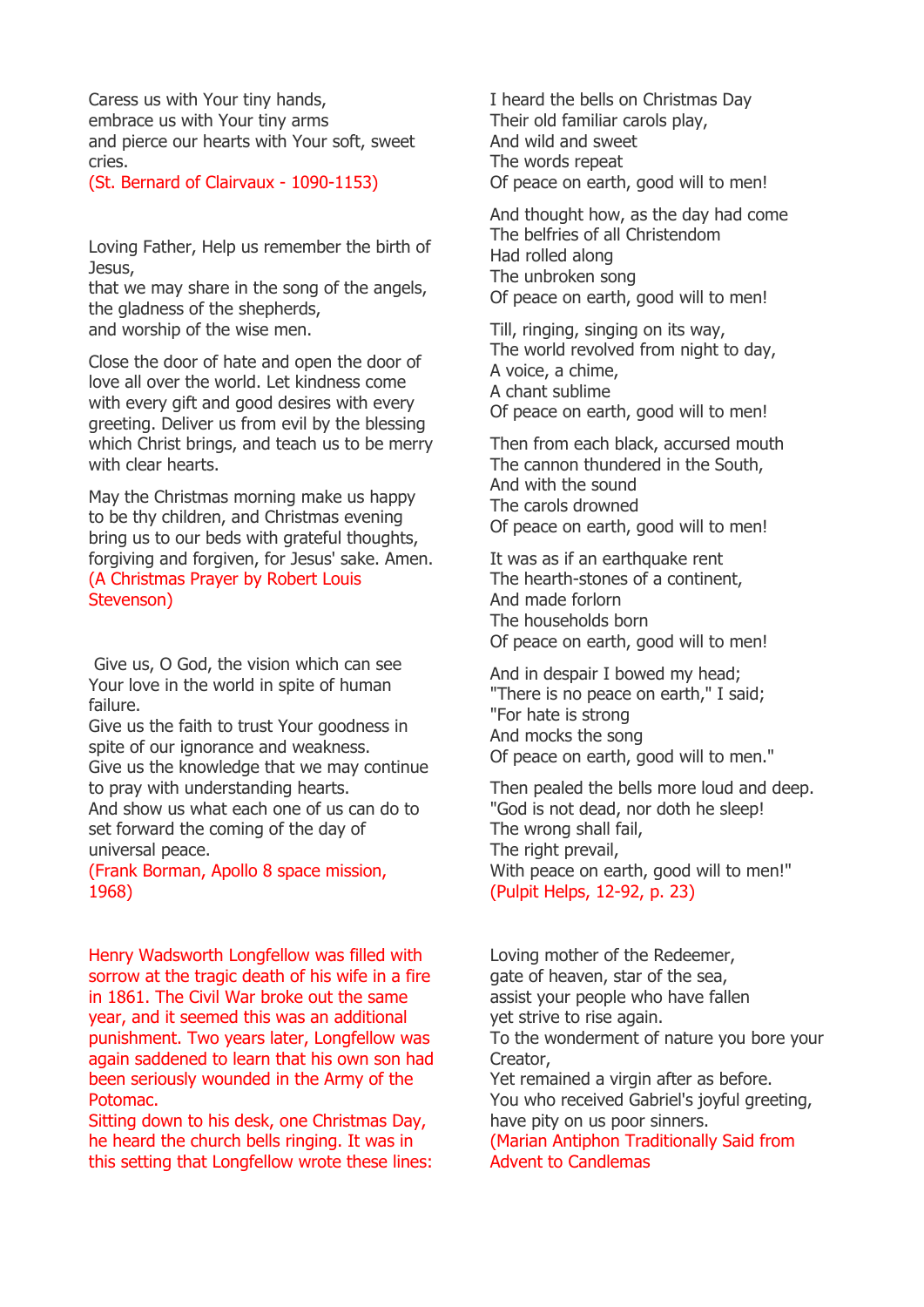Caress us with Your tiny hands,
embrace us with Your tiny arms
and pierce our hearts with Your soft, sweet cries.
(St. Bernard of Clairvaux - 1090-1153)

Loving Father, Help us remember the birth of Jesus,
that we may share in the song of the angels,
the gladness of the shepherds,
and worship of the wise men.

Close the door of hate and open the door of love all over the world. Let kindness come with every gift and good desires with every greeting. Deliver us from evil by the blessing which Christ brings, and teach us to be merry with clear hearts.

May the Christmas morning make us happy to be thy children, and Christmas evening bring us to our beds with grateful thoughts, forgiving and forgiven, for Jesus' sake. Amen.
(A Christmas Prayer by Robert Louis Stevenson)

Give us, O God, the vision which can see Your love in the world in spite of human failure.
Give us the faith to trust Your goodness in spite of our ignorance and weakness.
Give us the knowledge that we may continue to pray with understanding hearts.
And show us what each one of us can do to set forward the coming of the day of universal peace.
(Frank Borman, Apollo 8 space mission, 1968)

Henry Wadsworth Longfellow was filled with sorrow at the tragic death of his wife in a fire in 1861. The Civil War broke out the same year, and it seemed this was an additional punishment. Two years later, Longfellow was again saddened to learn that his own son had been seriously wounded in the Army of the Potomac.
Sitting down to his desk, one Christmas Day, he heard the church bells ringing. It was in this setting that Longfellow wrote these lines:

I heard the bells on Christmas Day
Their old familiar carols play,
And wild and sweet
The words repeat
Of peace on earth, good will to men!

And thought how, as the day had come
The belfries of all Christendom
Had rolled along
The unbroken song
Of peace on earth, good will to men!

Till, ringing, singing on its way,
The world revolved from night to day,
A voice, a chime,
A chant sublime
Of peace on earth, good will to men!

Then from each black, accursed mouth
The cannon thundered in the South,
And with the sound
The carols drowned
Of peace on earth, good will to men!

It was as if an earthquake rent
The hearth-stones of a continent,
And made forlorn
The households born
Of peace on earth, good will to men!

And in despair I bowed my head;
"There is no peace on earth," I said;
"For hate is strong
And mocks the song
Of peace on earth, good will to men."

Then pealed the bells more loud and deep.
"God is not dead, nor doth he sleep!
The wrong shall fail,
The right prevail,
With peace on earth, good will to men!"
(Pulpit Helps, 12-92, p. 23)

Loving mother of the Redeemer,
gate of heaven, star of the sea,
assist your people who have fallen
yet strive to rise again.
To the wonderment of nature you bore your Creator,
Yet remained a virgin after as before.
You who received Gabriel's joyful greeting,
have pity on us poor sinners.
(Marian Antiphon Traditionally Said from Advent to Candlemas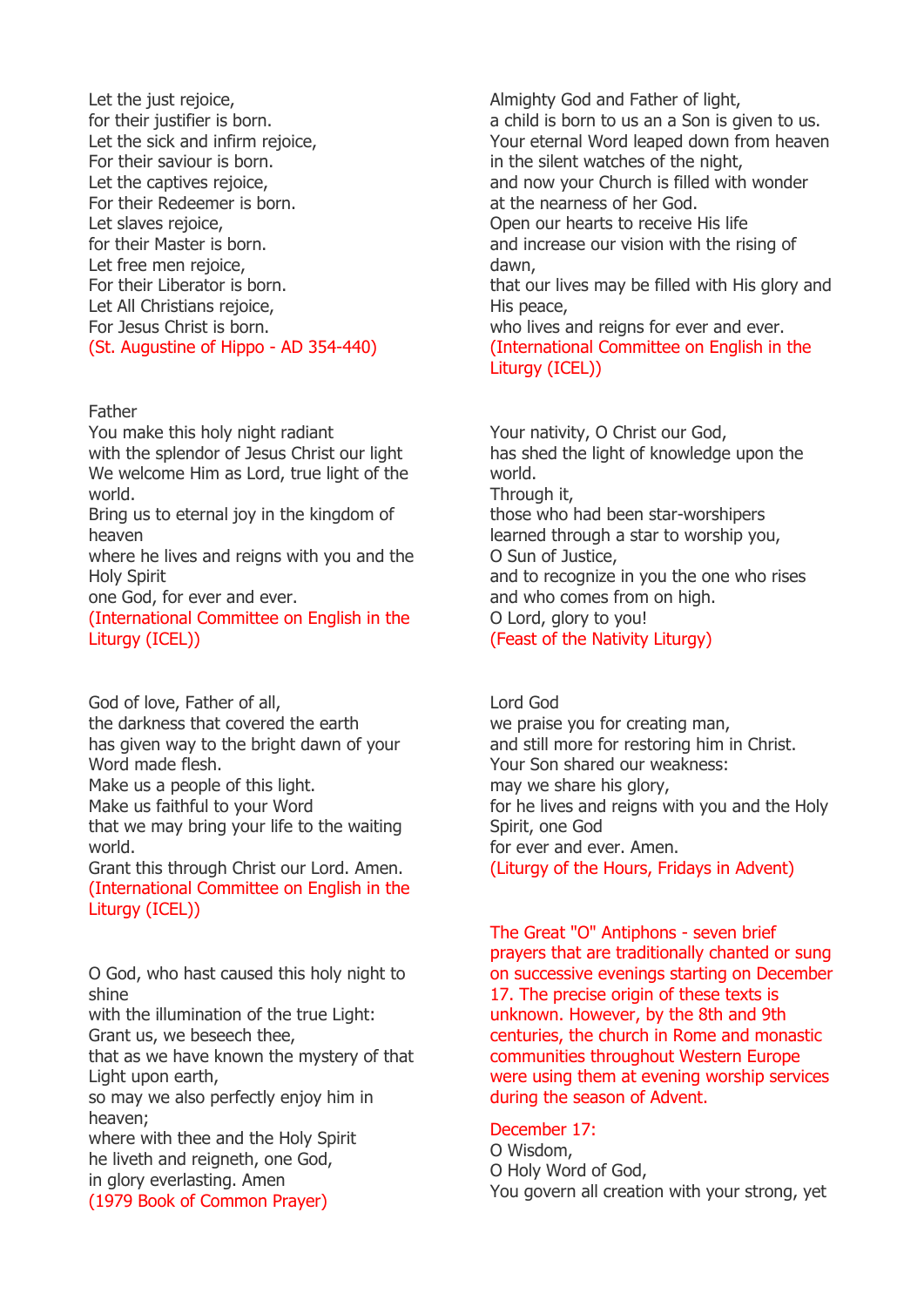Let the just rejoice,
for their justifier is born.
Let the sick and infirm rejoice,
For their saviour is born.
Let the captives rejoice,
For their Redeemer is born.
Let slaves rejoice,
for their Master is born.
Let free men rejoice,
For their Liberator is born.
Let All Christians rejoice,
For Jesus Christ is born.
(St. Augustine of Hippo - AD 354-440)

Father
You make this holy night radiant
with the splendor of Jesus Christ our light
We welcome Him as Lord, true light of the world.
Bring us to eternal joy in the kingdom of heaven
where he lives and reigns with you and the Holy Spirit
one God, for ever and ever.
(International Committee on English in the Liturgy (ICEL))

God of love, Father of all,
the darkness that covered the earth
has given way to the bright dawn of your Word made flesh.
Make us a people of this light.
Make us faithful to your Word
that we may bring your life to the waiting world.
Grant this through Christ our Lord. Amen.
(International Committee on English in the Liturgy (ICEL))

O God, who hast caused this holy night to shine
with the illumination of the true Light:
Grant us, we beseech thee,
that as we have known the mystery of that Light upon earth,
so may we also perfectly enjoy him in heaven;
where with thee and the Holy Spirit
he liveth and reigneth, one God,
in glory everlasting. Amen
(1979 Book of Common Prayer)

Almighty God and Father of light,
a child is born to us an a Son is given to us.
Your eternal Word leaped down from heaven
in the silent watches of the night,
and now your Church is filled with wonder
at the nearness of her God.
Open our hearts to receive His life
and increase our vision with the rising of dawn,
that our lives may be filled with His glory and His peace,
who lives and reigns for ever and ever.
(International Committee on English in the Liturgy (ICEL))

Your nativity, O Christ our God,
has shed the light of knowledge upon the world.
Through it,
those who had been star-worshipers
learned through a star to worship you,
O Sun of Justice,
and to recognize in you the one who rises
and who comes from on high.
O Lord, glory to you!
(Feast of the Nativity Liturgy)

Lord God
we praise you for creating man,
and still more for restoring him in Christ.
Your Son shared our weakness:
may we share his glory,
for he lives and reigns with you and the Holy Spirit, one God
for ever and ever. Amen.
(Liturgy of the Hours, Fridays in Advent)

The Great "O" Antiphons - seven brief prayers that are traditionally chanted or sung on successive evenings starting on December 17. The precise origin of these texts is unknown. However, by the 8th and 9th centuries, the church in Rome and monastic communities throughout Western Europe were using them at evening worship services during the season of Advent.

December 17:
O Wisdom,
O Holy Word of God,
You govern all creation with your strong, yet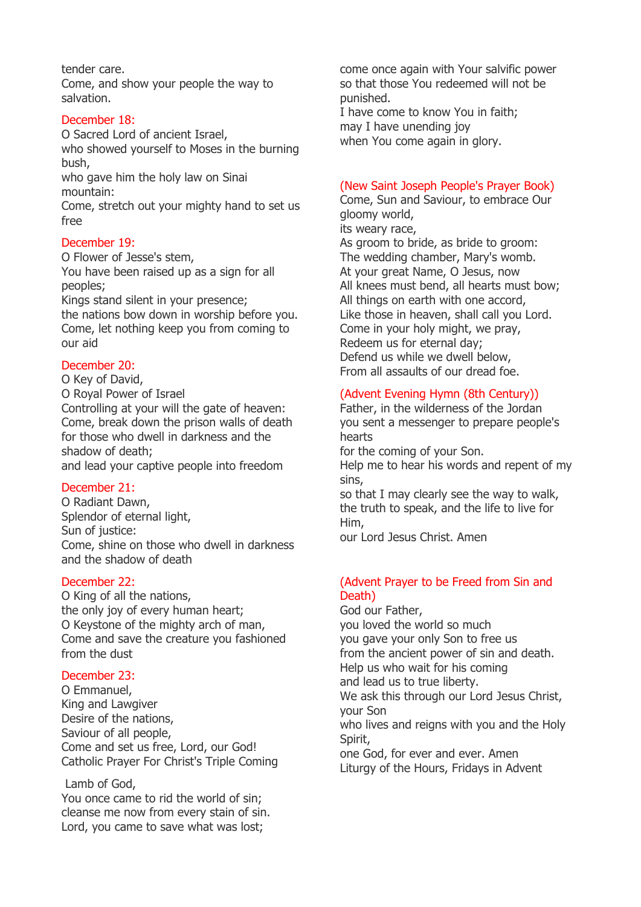tender care.
Come, and show your people the way to salvation.

December 18:
O Sacred Lord of ancient Israel,
who showed yourself to Moses in the burning bush,
who gave him the holy law on Sinai mountain:
Come, stretch out your mighty hand to set us free

December 19:
O Flower of Jesse's stem,
You have been raised up as a sign for all peoples;
Kings stand silent in your presence;
the nations bow down in worship before you.
Come, let nothing keep you from coming to our aid

December 20:
O Key of David,
O Royal Power of Israel
Controlling at your will the gate of heaven:
Come, break down the prison walls of death for those who dwell in darkness and the shadow of death;
and lead your captive people into freedom

December 21:
O Radiant Dawn,
Splendor of eternal light,
Sun of justice:
Come, shine on those who dwell in darkness and the shadow of death

December 22:
O King of all the nations,
the only joy of every human heart;
O Keystone of the mighty arch of man,
Come and save the creature you fashioned from the dust

December 23:
O Emmanuel,
King and Lawgiver
Desire of the nations,
Saviour of all people,
Come and set us free, Lord, our God!
Catholic Prayer For Christ's Triple Coming

Lamb of God,
You once came to rid the world of sin;
cleanse me now from every stain of sin.
Lord, you came to save what was lost;
come once again with Your salvific power
so that those You redeemed will not be punished.
I have come to know You in faith;
may I have unending joy
when You come again in glory.

(New Saint Joseph People's Prayer Book)
Come, Sun and Saviour, to embrace Our gloomy world,
its weary race,
As groom to bride, as bride to groom:
The wedding chamber, Mary's womb.
At your great Name, O Jesus, now
All knees must bend, all hearts must bow;
All things on earth with one accord,
Like those in heaven, shall call you Lord.
Come in your holy might, we pray,
Redeem us for eternal day;
Defend us while we dwell below,
From all assaults of our dread foe.

(Advent Evening Hymn (8th Century))
Father, in the wilderness of the Jordan
you sent a messenger to prepare people's hearts
for the coming of your Son.
Help me to hear his words and repent of my sins,
so that I may clearly see the way to walk,
the truth to speak, and the life to live for Him,
our Lord Jesus Christ. Amen

(Advent Prayer to be Freed from Sin and Death)
God our Father,
you loved the world so much
you gave your only Son to free us
from the ancient power of sin and death.
Help us who wait for his coming
and lead us to true liberty.
We ask this through our Lord Jesus Christ, your Son
who lives and reigns with you and the Holy Spirit,
one God, for ever and ever. Amen
Liturgy of the Hours, Fridays in Advent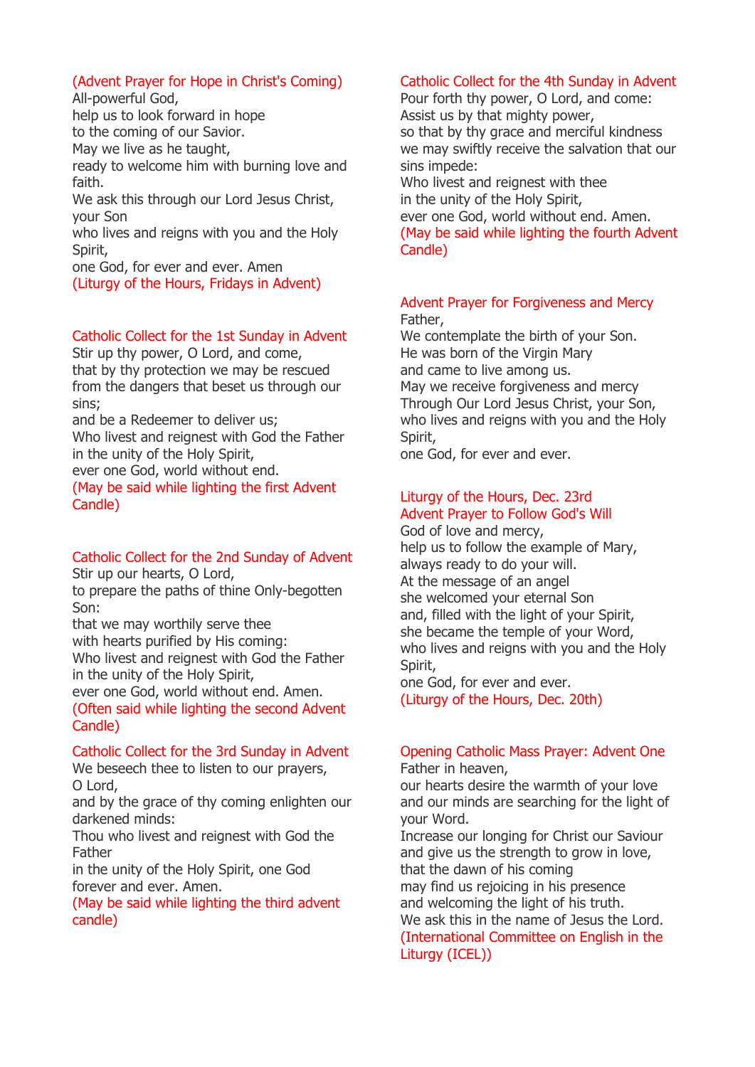(Advent Prayer for Hope in Christ's Coming)
All-powerful God,
help us to look forward in hope
to the coming of our Savior.
May we live as he taught,
ready to welcome him with burning love and faith.
We ask this through our Lord Jesus Christ, your Son
who lives and reigns with you and the Holy Spirit,
one God, for ever and ever. Amen
(Liturgy of the Hours, Fridays in Advent)

Catholic Collect for the 1st Sunday in Advent
Stir up thy power, O Lord, and come,
that by thy protection we may be rescued
from the dangers that beset us through our sins;
and be a Redeemer to deliver us;
Who livest and reignest with God the Father
in the unity of the Holy Spirit,
ever one God, world without end.
(May be said while lighting the first Advent Candle)

Catholic Collect for the 2nd Sunday of Advent
Stir up our hearts, O Lord,
to prepare the paths of thine Only-begotten Son:
that we may worthily serve thee
with hearts purified by His coming:
Who livest and reignest with God the Father
in the unity of the Holy Spirit,
ever one God, world without end. Amen.
(Often said while lighting the second Advent Candle)

Catholic Collect for the 3rd Sunday in Advent
We beseech thee to listen to our prayers, O Lord,
and by the grace of thy coming enlighten our darkened minds:
Thou who livest and reignest with God the Father
in the unity of the Holy Spirit, one God forever and ever. Amen.
(May be said while lighting the third advent candle)

Catholic Collect for the 4th Sunday in Advent
Pour forth thy power, O Lord, and come:
Assist us by that mighty power,
so that by thy grace and merciful kindness
we may swiftly receive the salvation that our sins impede:
Who livest and reignest with thee
in the unity of the Holy Spirit,
ever one God, world without end. Amen.
(May be said while lighting the fourth Advent Candle)

Advent Prayer for Forgiveness and Mercy
Father,
We contemplate the birth of your Son.
He was born of the Virgin Mary
and came to live among us.
May we receive forgiveness and mercy
Through Our Lord Jesus Christ, your Son,
who lives and reigns with you and the Holy Spirit,
one God, for ever and ever.

Liturgy of the Hours, Dec. 23rd
Advent Prayer to Follow God's Will
God of love and mercy,
help us to follow the example of Mary,
always ready to do your will.
At the message of an angel
she welcomed your eternal Son
and, filled with the light of your Spirit,
she became the temple of your Word,
who lives and reigns with you and the Holy Spirit,
one God, for ever and ever.
(Liturgy of the Hours, Dec. 20th)

Opening Catholic Mass Prayer: Advent One
Father in heaven,
our hearts desire the warmth of your love
and our minds are searching for the light of your Word.
Increase our longing for Christ our Saviour
and give us the strength to grow in love,
that the dawn of his coming
may find us rejoicing in his presence
and welcoming the light of his truth.
We ask this in the name of Jesus the Lord.
(International Committee on English in the Liturgy (ICEL))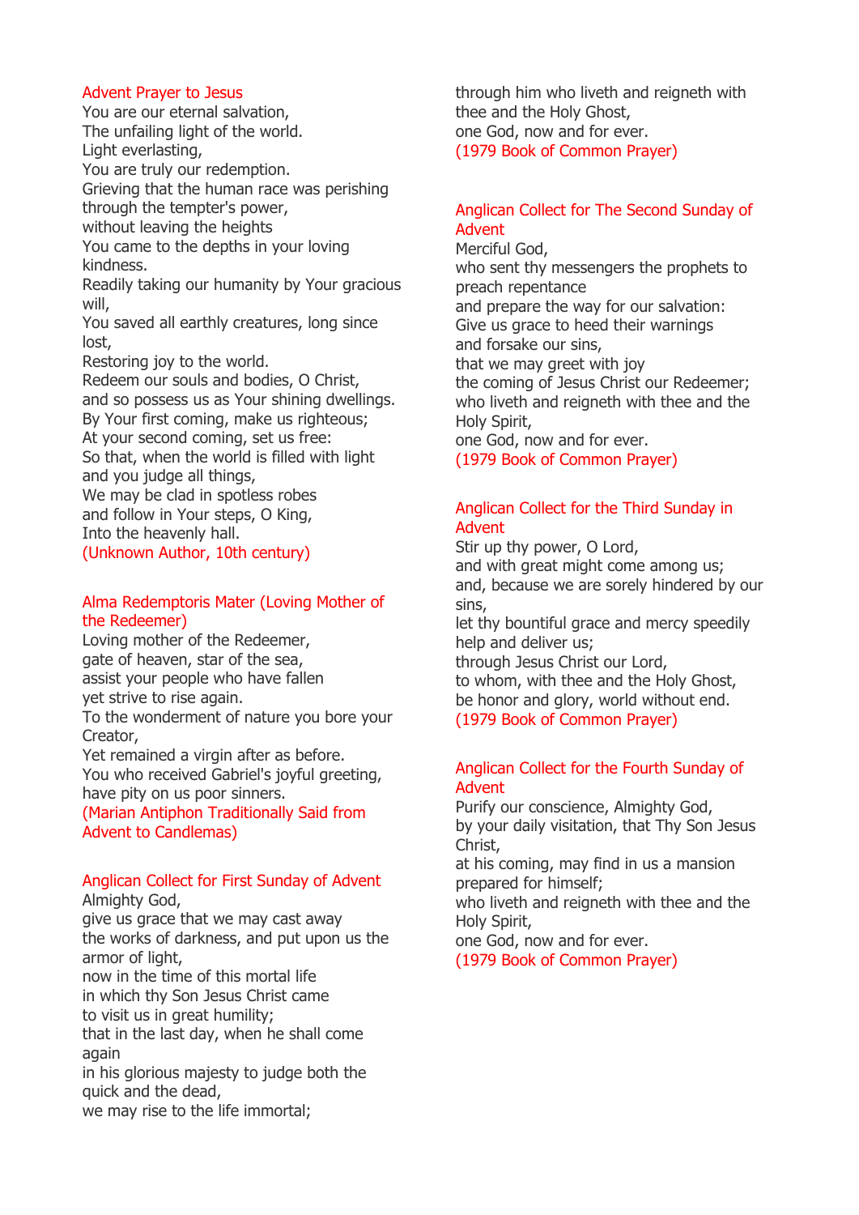### Advent Prayer to Jesus

You are our eternal salvation,
The unfailing light of the world.
Light everlasting,
You are truly our redemption.
Grieving that the human race was perishing through the tempter's power,
without leaving the heights
You came to the depths in your loving kindness.
Readily taking our humanity by Your gracious will,
You saved all earthly creatures, long since lost,
Restoring joy to the world.
Redeem our souls and bodies, O Christ,
and so possess us as Your shining dwellings.
By Your first coming, make us righteous;
At your second coming, set us free:
So that, when the world is filled with light
and you judge all things,
We may be clad in spotless robes
and follow in Your steps, O King,
Into the heavenly hall.
(Unknown Author, 10th century)

### Alma Redemptoris Mater (Loving Mother of the Redeemer)

Loving mother of the Redeemer,
gate of heaven, star of the sea,
assist your people who have fallen
yet strive to rise again.
To the wonderment of nature you bore your Creator,
Yet remained a virgin after as before.
You who received Gabriel's joyful greeting,
have pity on us poor sinners.
(Marian Antiphon Traditionally Said from Advent to Candlemas)

### Anglican Collect for First Sunday of Advent

Almighty God,
give us grace that we may cast away
the works of darkness, and put upon us the armor of light,
now in the time of this mortal life
in which thy Son Jesus Christ came
to visit us in great humility;
that in the last day, when he shall come again
in his glorious majesty to judge both the quick and the dead,
we may rise to the life immortal;
through him who liveth and reigneth with thee and the Holy Ghost,
one God, now and for ever.
(1979 Book of Common Prayer)

### Anglican Collect for The Second Sunday of Advent

Merciful God,
who sent thy messengers the prophets to preach repentance
and prepare the way for our salvation:
Give us grace to heed their warnings
and forsake our sins,
that we may greet with joy
the coming of Jesus Christ our Redeemer;
who liveth and reigneth with thee and the Holy Spirit,
one God, now and for ever.
(1979 Book of Common Prayer)

### Anglican Collect for the Third Sunday in Advent

Stir up thy power, O Lord,
and with great might come among us;
and, because we are sorely hindered by our sins,
let thy bountiful grace and mercy speedily help and deliver us;
through Jesus Christ our Lord,
to whom, with thee and the Holy Ghost,
be honor and glory, world without end.
(1979 Book of Common Prayer)

### Anglican Collect for the Fourth Sunday of Advent

Purify our conscience, Almighty God,
by your daily visitation, that Thy Son Jesus Christ,
at his coming, may find in us a mansion prepared for himself;
who liveth and reigneth with thee and the Holy Spirit,
one God, now and for ever.
(1979 Book of Common Prayer)